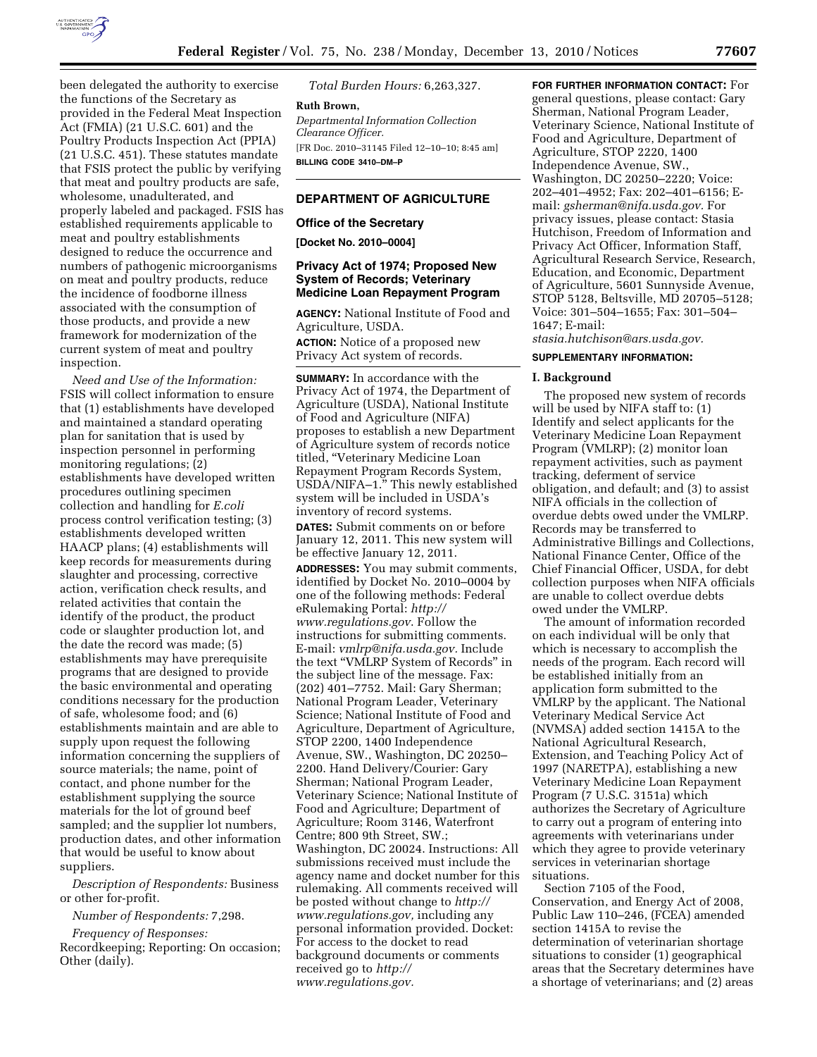been delegated the authority to exercise the functions of the Secretary as provided in the Federal Meat Inspection Act (FMIA) (21 U.S.C. 601) and the Poultry Products Inspection Act (PPIA) (21 U.S.C. 451). These statutes mandate that FSIS protect the public by verifying that meat and poultry products are safe, wholesome, unadulterated, and properly labeled and packaged. FSIS has established requirements applicable to meat and poultry establishments designed to reduce the occurrence and numbers of pathogenic microorganisms on meat and poultry products, reduce the incidence of foodborne illness associated with the consumption of those products, and provide a new framework for modernization of the current system of meat and poultry inspection.

*Need and Use of the Information:* FSIS will collect information to ensure that (1) establishments have developed and maintained a standard operating plan for sanitation that is used by inspection personnel in performing monitoring regulations; (2) establishments have developed written procedures outlining specimen collection and handling for *E.coli* process control verification testing; (3) establishments developed written HAACP plans; (4) establishments will keep records for measurements during slaughter and processing, corrective action, verification check results, and related activities that contain the identify of the product, the product code or slaughter production lot, and the date the record was made; (5) establishments may have prerequisite programs that are designed to provide the basic environmental and operating conditions necessary for the production of safe, wholesome food; and (6) establishments maintain and are able to supply upon request the following information concerning the suppliers of source materials; the name, point of contact, and phone number for the establishment supplying the source materials for the lot of ground beef sampled; and the supplier lot numbers, production dates, and other information that would be useful to know about suppliers.

*Description of Respondents:* Business or other for-profit.

*Number of Respondents:* 7,298.

*Frequency of Responses:* Recordkeeping; Reporting: On occasion; Other (daily).

*Total Burden Hours:* 6,263,327.

**Ruth Brown,**

*Departmental Information Collection Clearance Officer.*

[FR Doc. 2010–31145 Filed 12–10–10; 8:45 am]

**BILLING CODE 3410–DM–P**

## DEPARTMENT OF AGRICULTURE

### Office of the Secretary

**[Docket No. 2010–0004]**

### Privacy Act of 1974; Proposed New System of Records; Veterinary Medicine Loan Repayment Program

**AGENCY:** National Institute of Food and Agriculture, USDA.

**ACTION:** Notice of a proposed new Privacy Act system of records.

**SUMMARY:** In accordance with the Privacy Act of 1974, the Department of Agriculture (USDA), National Institute of Food and Agriculture (NIFA) proposes to establish a new Department of Agriculture system of records notice titled, "Veterinary Medicine Loan Repayment Program Records System, USDA/NIFA–1." This newly established system will be included in USDA's inventory of record systems.

**DATES:** Submit comments on or before January 12, 2011. This new system will be effective January 12, 2011.

**ADDRESSES:** You may submit comments, identified by Docket No. 2010–0004 by one of the following methods: Federal eRulemaking Portal: *http://www.regulations.gov*. Follow the instructions for submitting comments. E-mail: *vmlrp@nifa.usda.gov.* Include the text "VMLRP System of Records" in the subject line of the message. Fax: (202) 401–7752. Mail: Gary Sherman; National Program Leader, Veterinary Science; National Institute of Food and Agriculture, Department of Agriculture, STOP 2200, 1400 Independence Avenue, SW., Washington, DC 20250–2200. Hand Delivery/Courier: Gary Sherman; National Program Leader, Veterinary Science; National Institute of Food and Agriculture; Department of Agriculture; Room 3146, Waterfront Centre; 800 9th Street, SW.; Washington, DC 20024. Instructions: All submissions received must include the agency name and docket number for this rulemaking. All comments received will be posted without change to *http://www.regulations.gov,* including any personal information provided. Docket: For access to the docket to read background documents or comments received go to *http://www.regulations.gov.*

**FOR FURTHER INFORMATION CONTACT:** For general questions, please contact: Gary Sherman, National Program Leader, Veterinary Science, National Institute of Food and Agriculture, Department of Agriculture, STOP 2220, 1400 Independence Avenue, SW., Washington, DC 20250–2220; Voice: 202–401–4952; Fax: 202–401–6156; E-mail: *gsherman@nifa.usda.gov.* For privacy issues, please contact: Stasia Hutchison, Freedom of Information and Privacy Act Officer, Information Staff, Agricultural Research Service, Research, Education, and Economic, Department of Agriculture, 5601 Sunnyside Avenue, STOP 5128, Beltsville, MD 20705–5128; Voice: 301–504–1655; Fax: 301–504–1647; E-mail: *stasia.hutchison@ars.usda.gov.*

**SUPPLEMENTARY INFORMATION:**

#### I. Background

The proposed new system of records will be used by NIFA staff to: (1) Identify and select applicants for the Veterinary Medicine Loan Repayment Program (VMLRP); (2) monitor loan repayment activities, such as payment tracking, deferment of service obligation, and default; and (3) to assist NIFA officials in the collection of overdue debts owed under the VMLRP. Records may be transferred to Administrative Billings and Collections, National Finance Center, Office of the Chief Financial Officer, USDA, for debt collection purposes when NIFA officials are unable to collect overdue debts owed under the VMLRP.

The amount of information recorded on each individual will be only that which is necessary to accomplish the needs of the program. Each record will be established initially from an application form submitted to the VMLRP by the applicant. The National Veterinary Medical Service Act (NVMSA) added section 1415A to the National Agricultural Research, Extension, and Teaching Policy Act of 1997 (NARETPA), establishing a new Veterinary Medicine Loan Repayment Program (7 U.S.C. 3151a) which authorizes the Secretary of Agriculture to carry out a program of entering into agreements with veterinarians under which they agree to provide veterinary services in veterinarian shortage situations.

Section 7105 of the Food, Conservation, and Energy Act of 2008, Public Law 110–246, (FCEA) amended section 1415A to revise the determination of veterinarian shortage situations to consider (1) geographical areas that the Secretary determines have a shortage of veterinarians; and (2) areas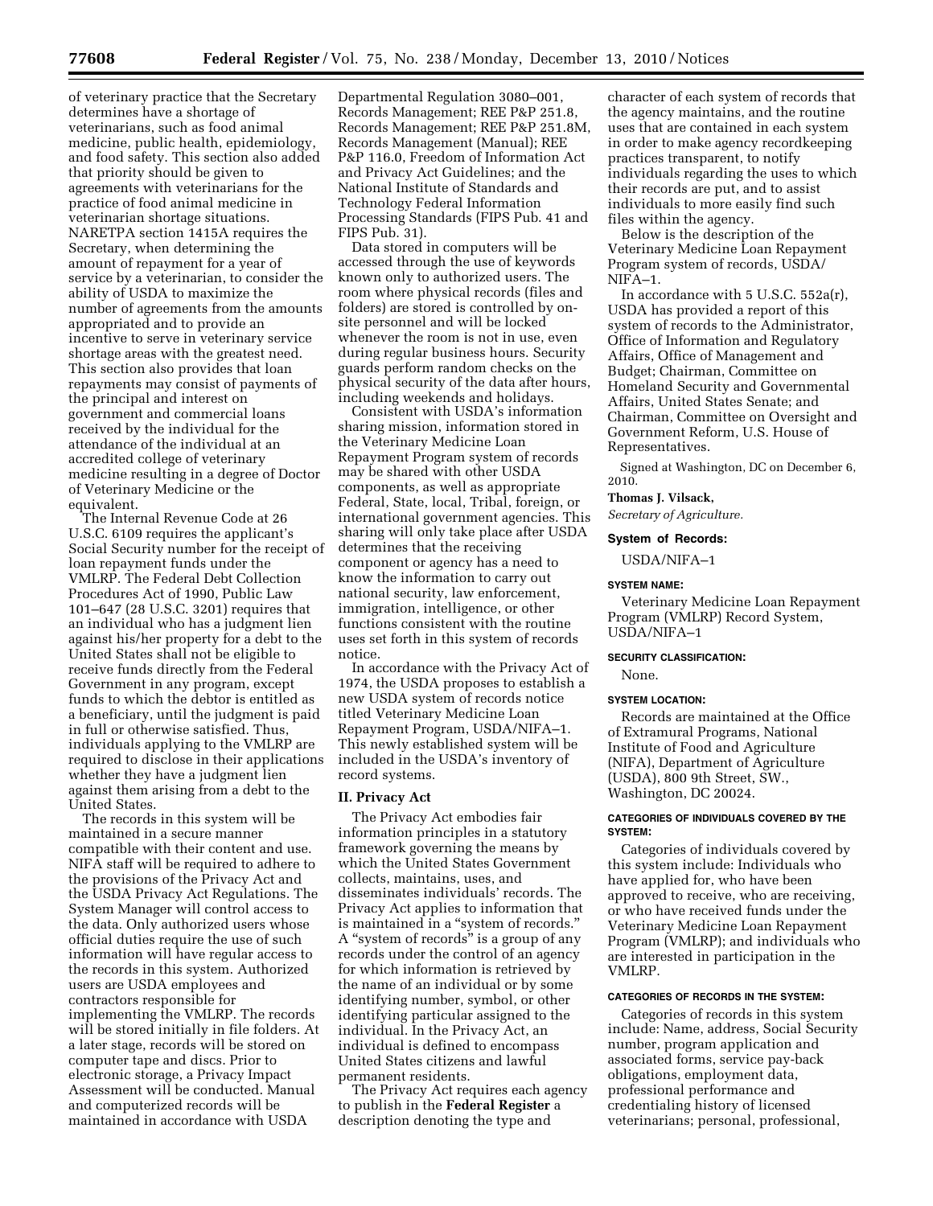of veterinary practice that the Secretary determines have a shortage of veterinarians, such as food animal medicine, public health, epidemiology, and food safety. This section also added that priority should be given to agreements with veterinarians for the practice of food animal medicine in veterinarian shortage situations. NARETPA section 1415A requires the Secretary, when determining the amount of repayment for a year of service by a veterinarian, to consider the ability of USDA to maximize the number of agreements from the amounts appropriated and to provide an incentive to serve in veterinary service shortage areas with the greatest need. This section also provides that loan repayments may consist of payments of the principal and interest on government and commercial loans received by the individual for the attendance of the individual at an accredited college of veterinary medicine resulting in a degree of Doctor of Veterinary Medicine or the equivalent.

The Internal Revenue Code at 26 U.S.C. 6109 requires the applicant's Social Security number for the receipt of loan repayment funds under the VMLRP. The Federal Debt Collection Procedures Act of 1990, Public Law 101–647 (28 U.S.C. 3201) requires that an individual who has a judgment lien against his/her property for a debt to the United States shall not be eligible to receive funds directly from the Federal Government in any program, except funds to which the debtor is entitled as a beneficiary, until the judgment is paid in full or otherwise satisfied. Thus, individuals applying to the VMLRP are required to disclose in their applications whether they have a judgment lien against them arising from a debt to the United States.

The records in this system will be maintained in a secure manner compatible with their content and use. NIFA staff will be required to adhere to the provisions of the Privacy Act and the USDA Privacy Act Regulations. The System Manager will control access to the data. Only authorized users whose official duties require the use of such information will have regular access to the records in this system. Authorized users are USDA employees and contractors responsible for implementing the VMLRP. The records will be stored initially in file folders. At a later stage, records will be stored on computer tape and discs. Prior to electronic storage, a Privacy Impact Assessment will be conducted. Manual and computerized records will be maintained in accordance with USDA Departmental Regulation 3080–001, Records Management; REE P&P 251.8, Records Management; REE P&P 251.8M, Records Management (Manual); REE P&P 116.0, Freedom of Information Act and Privacy Act Guidelines; and the National Institute of Standards and Technology Federal Information Processing Standards (FIPS Pub. 41 and FIPS Pub. 31).

Data stored in computers will be accessed through the use of keywords known only to authorized users. The room where physical records (files and folders) are stored is controlled by on-site personnel and will be locked whenever the room is not in use, even during regular business hours. Security guards perform random checks on the physical security of the data after hours, including weekends and holidays.

Consistent with USDA's information sharing mission, information stored in the Veterinary Medicine Loan Repayment Program system of records may be shared with other USDA components, as well as appropriate Federal, State, local, Tribal, foreign, or international government agencies. This sharing will only take place after USDA determines that the receiving component or agency has a need to know the information to carry out national security, law enforcement, immigration, intelligence, or other functions consistent with the routine uses set forth in this system of records notice.

In accordance with the Privacy Act of 1974, the USDA proposes to establish a new USDA system of records notice titled Veterinary Medicine Loan Repayment Program, USDA/NIFA–1. This newly established system will be included in the USDA's inventory of record systems.

## II. Privacy Act

The Privacy Act embodies fair information principles in a statutory framework governing the means by which the United States Government collects, maintains, uses, and disseminates individuals' records. The Privacy Act applies to information that is maintained in a "system of records." A "system of records" is a group of any records under the control of an agency for which information is retrieved by the name of an individual or by some identifying number, symbol, or other identifying particular assigned to the individual. In the Privacy Act, an individual is defined to encompass United States citizens and lawful permanent residents.

The Privacy Act requires each agency to publish in the **Federal Register** a description denoting the type and character of each system of records that the agency maintains, and the routine uses that are contained in each system in order to make agency recordkeeping practices transparent, to notify individuals regarding the uses to which their records are put, and to assist individuals to more easily find such files within the agency.

Below is the description of the Veterinary Medicine Loan Repayment Program system of records, USDA/NIFA–1.

In accordance with 5 U.S.C. 552a(r), USDA has provided a report of this system of records to the Administrator, Office of Information and Regulatory Affairs, Office of Management and Budget; Chairman, Committee on Homeland Security and Governmental Affairs, United States Senate; and Chairman, Committee on Oversight and Government Reform, U.S. House of Representatives.

Signed at Washington, DC on December 6, 2010.

**Thomas J. Vilsack,**

*Secretary of Agriculture.*

## System of Records:

USDA/NIFA–1

### SYSTEM NAME:

Veterinary Medicine Loan Repayment Program (VMLRP) Record System, USDA/NIFA–1

### SECURITY CLASSIFICATION:

None.

### SYSTEM LOCATION:

Records are maintained at the Office of Extramural Programs, National Institute of Food and Agriculture (NIFA), Department of Agriculture (USDA), 800 9th Street, SW., Washington, DC 20024.

### CATEGORIES OF INDIVIDUALS COVERED BY THE SYSTEM:

Categories of individuals covered by this system include: Individuals who have applied for, who have been approved to receive, who are receiving, or who have received funds under the Veterinary Medicine Loan Repayment Program (VMLRP); and individuals who are interested in participation in the VMLRP.

### CATEGORIES OF RECORDS IN THE SYSTEM:

Categories of records in this system include: Name, address, Social Security number, program application and associated forms, service pay-back obligations, employment data, professional performance and credentialing history of licensed veterinarians; personal, professional,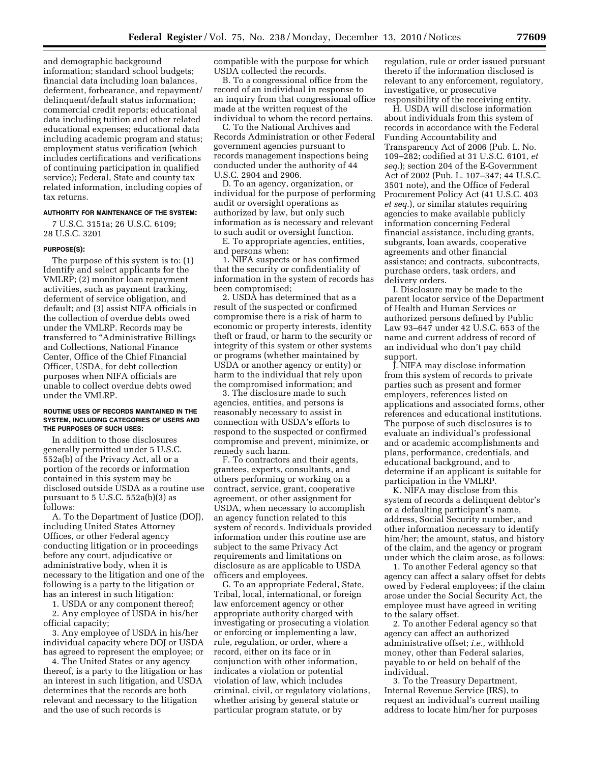and demographic background information; standard school budgets; financial data including loan balances, deferment, forbearance, and repayment/delinquent/default status information; commercial credit reports; educational data including tuition and other related educational expenses; educational data including academic program and status; employment status verification (which includes certifications and verifications of continuing participation in qualified service); Federal, State and county tax related information, including copies of tax returns.

#### AUTHORITY FOR MAINTENANCE OF THE SYSTEM:

7 U.S.C. 3151a; 26 U.S.C. 6109; 28 U.S.C. 3201

#### PURPOSE(S):

The purpose of this system is to: (1) Identify and select applicants for the VMLRP; (2) monitor loan repayment activities, such as payment tracking, deferment of service obligation, and default; and (3) assist NIFA officials in the collection of overdue debts owed under the VMLRP. Records may be transferred to "Administrative Billings and Collections, National Finance Center, Office of the Chief Financial Officer, USDA, for debt collection purposes when NIFA officials are unable to collect overdue debts owed under the VMLRP.

#### ROUTINE USES OF RECORDS MAINTAINED IN THE SYSTEM, INCLUDING CATEGORIES OF USERS AND THE PURPOSES OF SUCH USES:

In addition to those disclosures generally permitted under 5 U.S.C. 552a(b) of the Privacy Act, all or a portion of the records or information contained in this system may be disclosed outside USDA as a routine use pursuant to 5 U.S.C. 552a(b)(3) as follows:

A. To the Department of Justice (DOJ), including United States Attorney Offices, or other Federal agency conducting litigation or in proceedings before any court, adjudicative or administrative body, when it is necessary to the litigation and one of the following is a party to the litigation or has an interest in such litigation:

1. USDA or any component thereof;

2. Any employee of USDA in his/her official capacity;

3. Any employee of USDA in his/her individual capacity where DOJ or USDA has agreed to represent the employee; or

4. The United States or any agency thereof, is a party to the litigation or has an interest in such litigation, and USDA determines that the records are both relevant and necessary to the litigation and the use of such records is compatible with the purpose for which USDA collected the records.

B. To a congressional office from the record of an individual in response to an inquiry from that congressional office made at the written request of the individual to whom the record pertains.

C. To the National Archives and Records Administration or other Federal government agencies pursuant to records management inspections being conducted under the authority of 44 U.S.C. 2904 and 2906.

D. To an agency, organization, or individual for the purpose of performing audit or oversight operations as authorized by law, but only such information as is necessary and relevant to such audit or oversight function.

E. To appropriate agencies, entities, and persons when:

1. NIFA suspects or has confirmed that the security or confidentiality of information in the system of records has been compromised;

2. USDA has determined that as a result of the suspected or confirmed compromise there is a risk of harm to economic or property interests, identity theft or fraud, or harm to the security or integrity of this system or other systems or programs (whether maintained by USDA or another agency or entity) or harm to the individual that rely upon the compromised information; and

3. The disclosure made to such agencies, entities, and persons is reasonably necessary to assist in connection with USDA's efforts to respond to the suspected or confirmed compromise and prevent, minimize, or remedy such harm.

F. To contractors and their agents, grantees, experts, consultants, and others performing or working on a contract, service, grant, cooperative agreement, or other assignment for USDA, when necessary to accomplish an agency function related to this system of records. Individuals provided information under this routine use are subject to the same Privacy Act requirements and limitations on disclosure as are applicable to USDA officers and employees.

G. To an appropriate Federal, State, Tribal, local, international, or foreign law enforcement agency or other appropriate authority charged with investigating or prosecuting a violation or enforcing or implementing a law, rule, regulation, or order, where a record, either on its face or in conjunction with other information, indicates a violation or potential violation of law, which includes criminal, civil, or regulatory violations, whether arising by general statute or particular program statute, or by regulation, rule or order issued pursuant thereto if the information disclosed is relevant to any enforcement, regulatory, investigative, or prosecutive responsibility of the receiving entity.

H. USDA will disclose information about individuals from this system of records in accordance with the Federal Funding Accountability and Transparency Act of 2006 (Pub. L. No. 109–282; codified at 31 U.S.C. 6101, *et seq.*); section 204 of the E-Government Act of 2002 (Pub. L. 107–347; 44 U.S.C. 3501 note), and the Office of Federal Procurement Policy Act (41 U.S.C. 403 *et seq.*), or similar statutes requiring agencies to make available publicly information concerning Federal financial assistance, including grants, subgrants, loan awards, cooperative agreements and other financial assistance; and contracts, subcontracts, purchase orders, task orders, and delivery orders.

I. Disclosure may be made to the parent locator service of the Department of Health and Human Services or authorized persons defined by Public Law 93–647 under 42 U.S.C. 653 of the name and current address of record of an individual who don't pay child support.

J. NIFA may disclose information from this system of records to private parties such as present and former employers, references listed on applications and associated forms, other references and educational institutions. The purpose of such disclosures is to evaluate an individual's professional and or academic accomplishments and plans, performance, credentials, and educational background, and to determine if an applicant is suitable for participation in the VMLRP.

K. NIFA may disclose from this system of records a delinquent debtor's or a defaulting participant's name, address, Social Security number, and other information necessary to identify him/her; the amount, status, and history of the claim, and the agency or program under which the claim arose, as follows:

1. To another Federal agency so that agency can affect a salary offset for debts owed by Federal employees; if the claim arose under the Social Security Act, the employee must have agreed in writing to the salary offset.

2. To another Federal agency so that agency can affect an authorized administrative offset; *i.e.,* withhold money, other than Federal salaries, payable to or held on behalf of the individual.

3. To the Treasury Department, Internal Revenue Service (IRS), to request an individual's current mailing address to locate him/her for purposes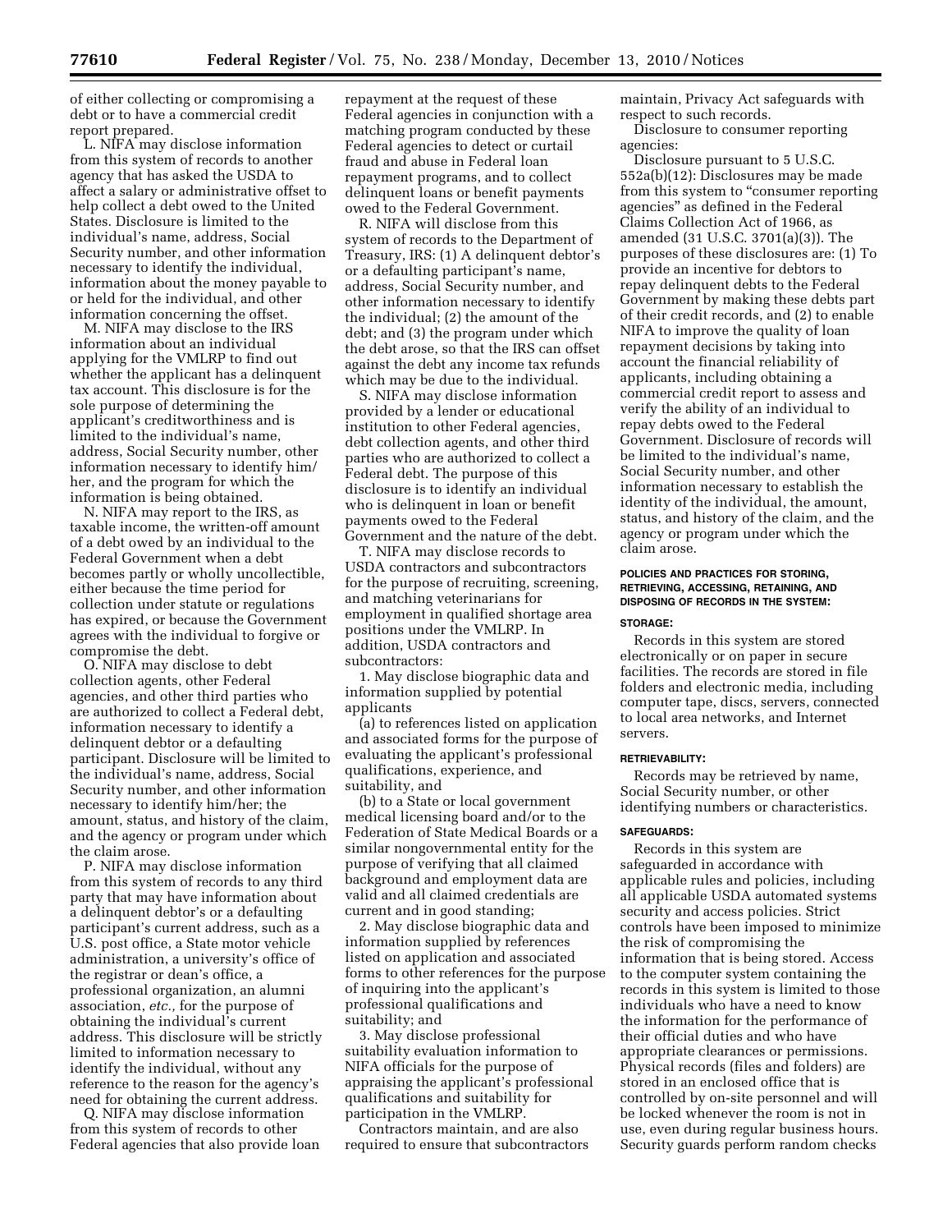of either collecting or compromising a debt or to have a commercial credit report prepared.

L. NIFA may disclose information from this system of records to another agency that has asked the USDA to affect a salary or administrative offset to help collect a debt owed to the United States. Disclosure is limited to the individual's name, address, Social Security number, and other information necessary to identify the individual, information about the money payable to or held for the individual, and other information concerning the offset.

M. NIFA may disclose to the IRS information about an individual applying for the VMLRP to find out whether the applicant has a delinquent tax account. This disclosure is for the sole purpose of determining the applicant's creditworthiness and is limited to the individual's name, address, Social Security number, other information necessary to identify him/her, and the program for which the information is being obtained.

N. NIFA may report to the IRS, as taxable income, the written-off amount of a debt owed by an individual to the Federal Government when a debt becomes partly or wholly uncollectible, either because the time period for collection under statute or regulations has expired, or because the Government agrees with the individual to forgive or compromise the debt.

O. NIFA may disclose to debt collection agents, other Federal agencies, and other third parties who are authorized to collect a Federal debt, information necessary to identify a delinquent debtor or a defaulting participant. Disclosure will be limited to the individual's name, address, Social Security number, and other information necessary to identify him/her; the amount, status, and history of the claim, and the agency or program under which the claim arose.

P. NIFA may disclose information from this system of records to any third party that may have information about a delinquent debtor's or a defaulting participant's current address, such as a U.S. post office, a State motor vehicle administration, a university's office of the registrar or dean's office, a professional organization, an alumni association, *etc.*, for the purpose of obtaining the individual's current address. This disclosure will be strictly limited to information necessary to identify the individual, without any reference to the reason for the agency's need for obtaining the current address.

Q. NIFA may disclose information from this system of records to other Federal agencies that also provide loan repayment at the request of these Federal agencies in conjunction with a matching program conducted by these Federal agencies to detect or curtail fraud and abuse in Federal loan repayment programs, and to collect delinquent loans or benefit payments owed to the Federal Government.

R. NIFA will disclose from this system of records to the Department of Treasury, IRS: (1) A delinquent debtor's or a defaulting participant's name, address, Social Security number, and other information necessary to identify the individual; (2) the amount of the debt; and (3) the program under which the debt arose, so that the IRS can offset against the debt any income tax refunds which may be due to the individual.

S. NIFA may disclose information provided by a lender or educational institution to other Federal agencies, debt collection agents, and other third parties who are authorized to collect a Federal debt. The purpose of this disclosure is to identify an individual who is delinquent in loan or benefit payments owed to the Federal Government and the nature of the debt.

T. NIFA may disclose records to USDA contractors and subcontractors for the purpose of recruiting, screening, and matching veterinarians for employment in qualified shortage area positions under the VMLRP. In addition, USDA contractors and subcontractors:

1. May disclose biographic data and information supplied by potential applicants

(a) to references listed on application and associated forms for the purpose of evaluating the applicant's professional qualifications, experience, and suitability, and

(b) to a State or local government medical licensing board and/or to the Federation of State Medical Boards or a similar nongovernmental entity for the purpose of verifying that all claimed background and employment data are valid and all claimed credentials are current and in good standing;

2. May disclose biographic data and information supplied by references listed on application and associated forms to other references for the purpose of inquiring into the applicant's professional qualifications and suitability; and

3. May disclose professional suitability evaluation information to NIFA officials for the purpose of appraising the applicant's professional qualifications and suitability for participation in the VMLRP.

Contractors maintain, and are also required to ensure that subcontractors maintain, Privacy Act safeguards with respect to such records.

Disclosure to consumer reporting agencies:

Disclosure pursuant to 5 U.S.C. 552a(b)(12): Disclosures may be made from this system to "consumer reporting agencies" as defined in the Federal Claims Collection Act of 1966, as amended (31 U.S.C. 3701(a)(3)). The purposes of these disclosures are: (1) To provide an incentive for debtors to repay delinquent debts to the Federal Government by making these debts part of their credit records, and (2) to enable NIFA to improve the quality of loan repayment decisions by taking into account the financial reliability of applicants, including obtaining a commercial credit report to assess and verify the ability of an individual to repay debts owed to the Federal Government. Disclosure of records will be limited to the individual's name, Social Security number, and other information necessary to establish the identity of the individual, the amount, status, and history of the claim, and the agency or program under which the claim arose.

#### POLICIES AND PRACTICES FOR STORING, RETRIEVING, ACCESSING, RETAINING, AND DISPOSING OF RECORDS IN THE SYSTEM:

#### STORAGE:

Records in this system are stored electronically or on paper in secure facilities. The records are stored in file folders and electronic media, including computer tape, discs, servers, connected to local area networks, and Internet servers.

#### RETRIEVABILITY:

Records may be retrieved by name, Social Security number, or other identifying numbers or characteristics.

#### SAFEGUARDS:

Records in this system are safeguarded in accordance with applicable rules and policies, including all applicable USDA automated systems security and access policies. Strict controls have been imposed to minimize the risk of compromising the information that is being stored. Access to the computer system containing the records in this system is limited to those individuals who have a need to know the information for the performance of their official duties and who have appropriate clearances or permissions. Physical records (files and folders) are stored in an enclosed office that is controlled by on-site personnel and will be locked whenever the room is not in use, even during regular business hours. Security guards perform random checks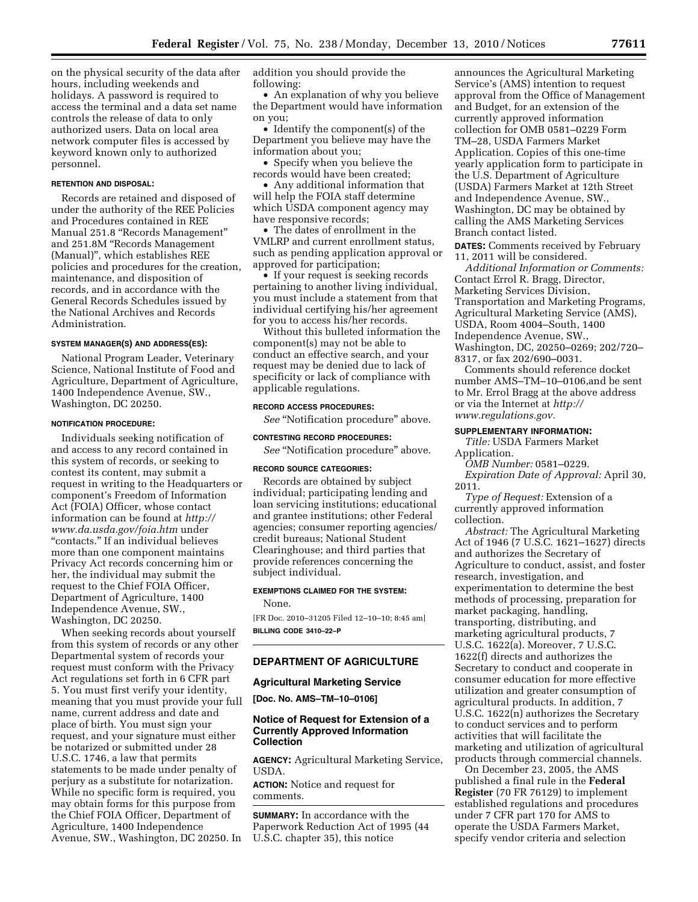on the physical security of the data after hours, including weekends and holidays. A password is required to access the terminal and a data set name controls the release of data to only authorized users. Data on local area network computer files is accessed by keyword known only to authorized personnel.

**RETENTION AND DISPOSAL:**

Records are retained and disposed of under the authority of the REE Policies and Procedures contained in REE Manual 251.8 "Records Management" and 251.8M "Records Management (Manual)", which establishes REE policies and procedures for the creation, maintenance, and disposition of records, and in accordance with the General Records Schedules issued by the National Archives and Records Administration.

**SYSTEM MANAGER(S) AND ADDRESS(ES):**

National Program Leader, Veterinary Science, National Institute of Food and Agriculture, Department of Agriculture, 1400 Independence Avenue, SW., Washington, DC 20250.

**NOTIFICATION PROCEDURE:**

Individuals seeking notification of and access to any record contained in this system of records, or seeking to contest its content, may submit a request in writing to the Headquarters or component's Freedom of Information Act (FOIA) Officer, whose contact information can be found at *http://www.da.usda.gov/foia.htm* under "contacts." If an individual believes more than one component maintains Privacy Act records concerning him or her, the individual may submit the request to the Chief FOIA Officer, Department of Agriculture, 1400 Independence Avenue, SW., Washington, DC 20250.

When seeking records about yourself from this system of records or any other Departmental system of records your request must conform with the Privacy Act regulations set forth in 6 CFR part 5. You must first verify your identity, meaning that you must provide your full name, current address and date and place of birth. You must sign your request, and your signature must either be notarized or submitted under 28 U.S.C. 1746, a law that permits statements to be made under penalty of perjury as a substitute for notarization. While no specific form is required, you may obtain forms for this purpose from the Chief FOIA Officer, Department of Agriculture, 1400 Independence Avenue, SW., Washington, DC 20250. In addition you should provide the following:

- An explanation of why you believe the Department would have information on you;
- Identify the component(s) of the Department you believe may have the information about you;
- Specify when you believe the records would have been created;
- Any additional information that will help the FOIA staff determine which USDA component agency may have responsive records;
- The dates of enrollment in the VMLRP and current enrollment status, such as pending application approval or approved for participation;
- If your request is seeking records pertaining to another living individual, you must include a statement from that individual certifying his/her agreement for you to access his/her records.

Without this bulleted information the component(s) may not be able to conduct an effective search, and your request may be denied due to lack of specificity or lack of compliance with applicable regulations.

**RECORD ACCESS PROCEDURES:**

*See* "Notification procedure" above.

**CONTESTING RECORD PROCEDURES:**

*See* "Notification procedure" above.

**RECORD SOURCE CATEGORIES:**

Records are obtained by subject individual; participating lending and loan servicing institutions; educational and grantee institutions; other Federal agencies; consumer reporting agencies/credit bureaus; National Student Clearinghouse; and third parties that provide references concerning the subject individual.

**EXEMPTIONS CLAIMED FOR THE SYSTEM:**

None.

[FR Doc. 2010–31205 Filed 12–10–10; 8:45 am]

**BILLING CODE 3410–22–P**

## DEPARTMENT OF AGRICULTURE

### Agricultural Marketing Service

**[Doc. No. AMS–TM–10–0106]**

### Notice of Request for Extension of a Currently Approved Information Collection

**AGENCY:** Agricultural Marketing Service, USDA.

**ACTION:** Notice and request for comments.

**SUMMARY:** In accordance with the Paperwork Reduction Act of 1995 (44 U.S.C. chapter 35), this notice announces the Agricultural Marketing Service's (AMS) intention to request approval from the Office of Management and Budget, for an extension of the currently approved information collection for OMB 0581–0229 Form TM–28, USDA Farmers Market Application. Copies of this one-time yearly application form to participate in the U.S. Department of Agriculture (USDA) Farmers Market at 12th Street and Independence Avenue, SW., Washington, DC may be obtained by calling the AMS Marketing Services Branch contact listed.

**DATES:** Comments received by February 11, 2011 will be considered.

*Additional Information or Comments:* Contact Errol R. Bragg, Director, Marketing Services Division, Transportation and Marketing Programs, Agricultural Marketing Service (AMS), USDA, Room 4004–South, 1400 Independence Avenue, SW., Washington, DC, 20250–0269; 202/720–8317, or fax 202/690–0031.

Comments should reference docket number AMS–TM–10–0106,and be sent to Mr. Errol Bragg at the above address or via the Internet at *http://www.regulations.gov.*

**SUPPLEMENTARY INFORMATION:**

*Title:* USDA Farmers Market Application.

*OMB Number:* 0581–0229.

*Expiration Date of Approval:* April 30, 2011.

*Type of Request:* Extension of a currently approved information collection.

*Abstract:* The Agricultural Marketing Act of 1946 (7 U.S.C. 1621–1627) directs and authorizes the Secretary of Agriculture to conduct, assist, and foster research, investigation, and experimentation to determine the best methods of processing, preparation for market packaging, handling, transporting, distributing, and marketing agricultural products, 7 U.S.C. 1622(a). Moreover, 7 U.S.C. 1622(f) directs and authorizes the Secretary to conduct and cooperate in consumer education for more effective utilization and greater consumption of agricultural products. In addition, 7 U.S.C. 1622(n) authorizes the Secretary to conduct services and to perform activities that will facilitate the marketing and utilization of agricultural products through commercial channels.

On December 23, 2005, the AMS published a final rule in the **Federal Register** (70 FR 76129) to implement established regulations and procedures under 7 CFR part 170 for AMS to operate the USDA Farmers Market, specify vendor criteria and selection